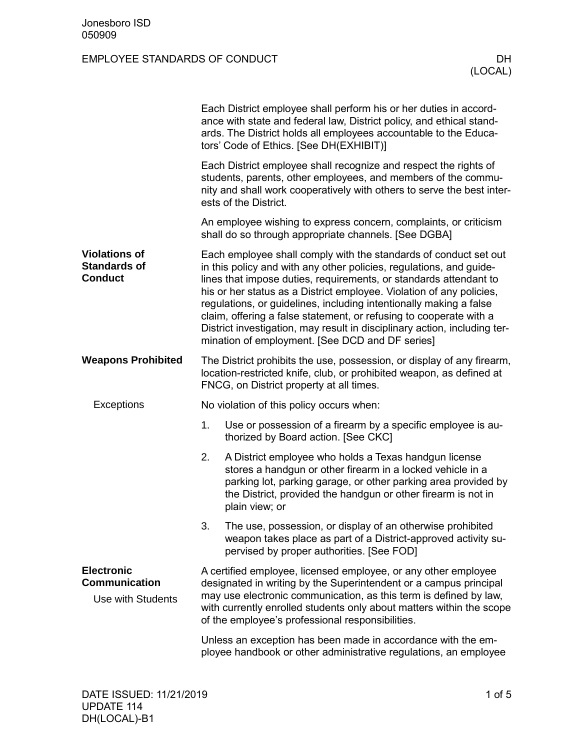# EMPLOYEE STANDARDS OF CONDUCT — DH (LOCAL)

Each District employee shall perform his or her duties in accordance with state and federal law, District policy, and ethical standards. The District holds all employees accountable to the Educators' Code of Ethics. [See DH(EXHIBIT)]

Each District employee shall recognize and respect the rights of students, parents, other employees, and members of the community and shall work cooperatively with others to serve the best interests of the District.

An employee wishing to express concern, complaints, or criticism shall do so through appropriate channels. [See DGBA]

## Violations of Standards of Conduct

Each employee shall comply with the standards of conduct set out in this policy and with any other policies, regulations, and guidelines that impose duties, requirements, or standards attendant to his or her status as a District employee. Violation of any policies, regulations, or guidelines, including intentionally making a false claim, offering a false statement, or refusing to cooperate with a District investigation, may result in disciplinary action, including termination of employment. [See DCD and DF series]

## Weapons Prohibited

The District prohibits the use, possession, or display of any firearm, location-restricted knife, club, or prohibited weapon, as defined at FNCG, on District property at all times.

### Exceptions

No violation of this policy occurs when:

1. Use or possession of a firearm by a specific employee is authorized by Board action. [See CKC]
2. A District employee who holds a Texas handgun license stores a handgun or other firearm in a locked vehicle in a parking lot, parking garage, or other parking area provided by the District, provided the handgun or other firearm is not in plain view; or
3. The use, possession, or display of an otherwise prohibited weapon takes place as part of a District-approved activity supervised by proper authorities. [See FOD]

## Electronic Communication

### Use with Students

A certified employee, licensed employee, or any other employee designated in writing by the Superintendent or a campus principal may use electronic communication, as this term is defined by law, with currently enrolled students only about matters within the scope of the employee's professional responsibilities.

Unless an exception has been made in accordance with the employee handbook or other administrative regulations, an employee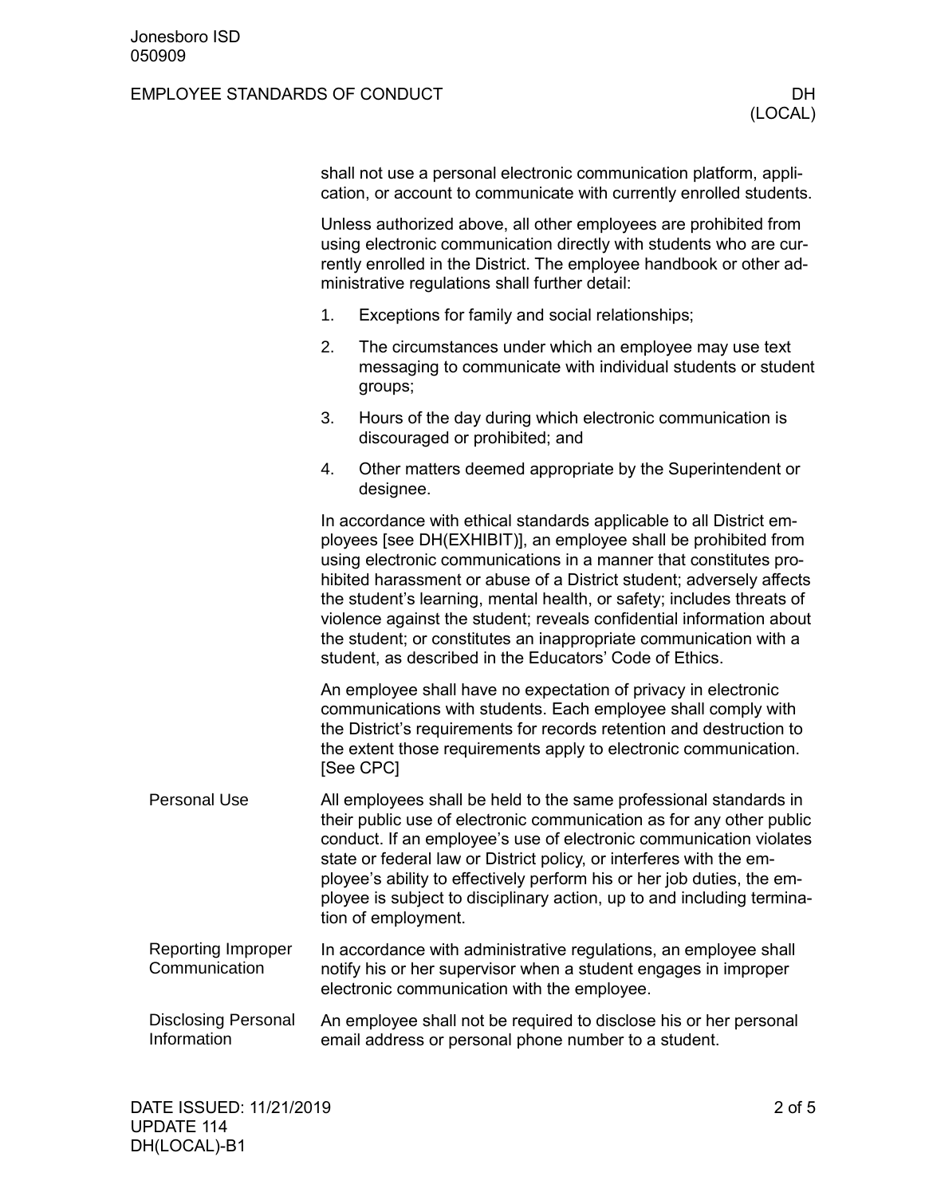shall not use a personal electronic communication platform, application, or account to communicate with currently enrolled students.

Unless authorized above, all other employees are prohibited from using electronic communication directly with students who are currently enrolled in the District. The employee handbook or other administrative regulations shall further detail:

1. Exceptions for family and social relationships;
2. The circumstances under which an employee may use text messaging to communicate with individual students or student groups;
3. Hours of the day during which electronic communication is discouraged or prohibited; and
4. Other matters deemed appropriate by the Superintendent or designee.

In accordance with ethical standards applicable to all District employees [see DH(EXHIBIT)], an employee shall be prohibited from using electronic communications in a manner that constitutes prohibited harassment or abuse of a District student; adversely affects the student's learning, mental health, or safety; includes threats of violence against the student; reveals confidential information about the student; or constitutes an inappropriate communication with a student, as described in the Educators' Code of Ethics.

An employee shall have no expectation of privacy in electronic communications with students. Each employee shall comply with the District's requirements for records retention and destruction to the extent those requirements apply to electronic communication. [See CPC]

## Personal Use

All employees shall be held to the same professional standards in their public use of electronic communication as for any other public conduct. If an employee's use of electronic communication violates state or federal law or District policy, or interferes with the employee's ability to effectively perform his or her job duties, the employee is subject to disciplinary action, up to and including termination of employment.

## Reporting Improper Communication

In accordance with administrative regulations, an employee shall notify his or her supervisor when a student engages in improper electronic communication with the employee.

## Disclosing Personal Information

An employee shall not be required to disclose his or her personal email address or personal phone number to a student.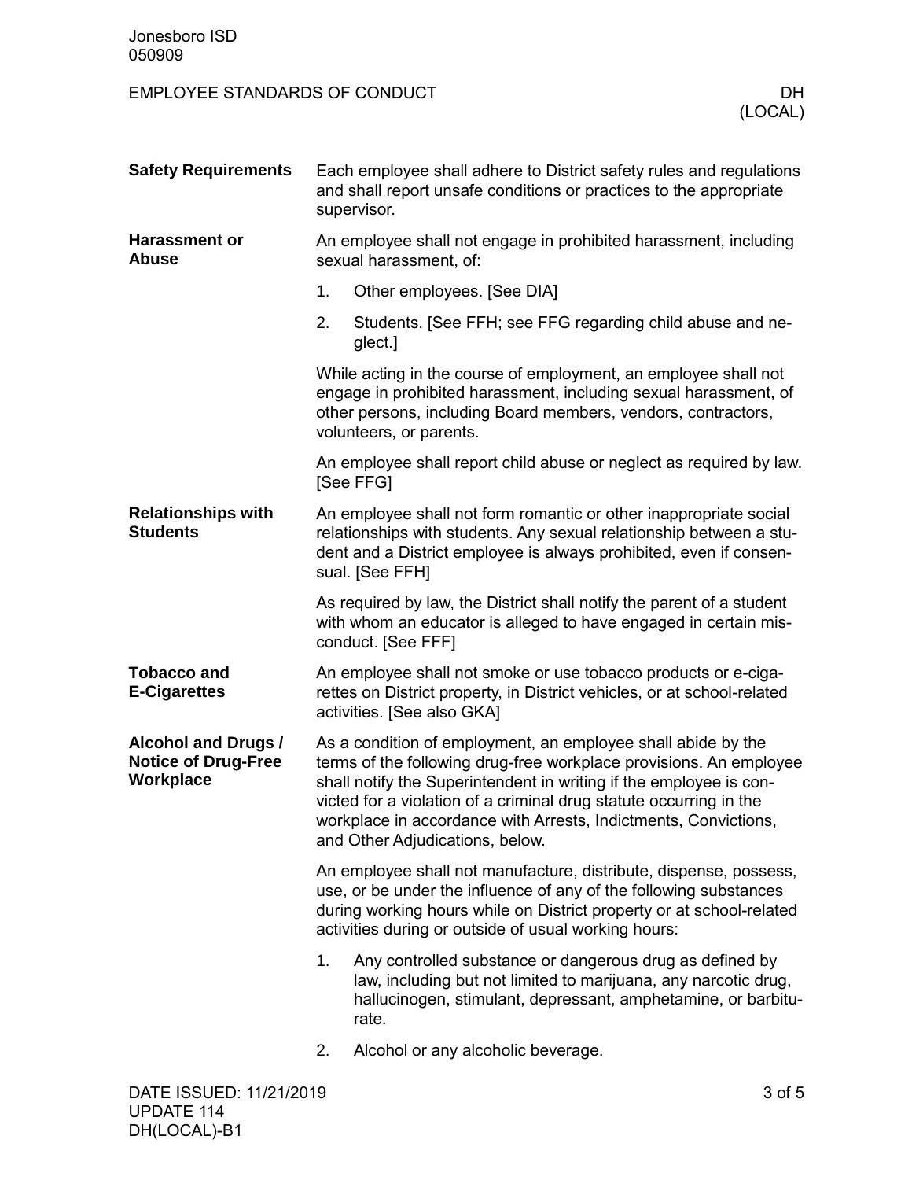**Safety Requirements**

Each employee shall adhere to District safety rules and regulations and shall report unsafe conditions or practices to the appropriate supervisor.

**Harassment or Abuse**

An employee shall not engage in prohibited harassment, including sexual harassment, of:

1. Other employees. [See DIA]
2. Students. [See FFH; see FFG regarding child abuse and neglect.]

While acting in the course of employment, an employee shall not engage in prohibited harassment, including sexual harassment, of other persons, including Board members, vendors, contractors, volunteers, or parents.

An employee shall report child abuse or neglect as required by law. [See FFG]

**Relationships with Students**

An employee shall not form romantic or other inappropriate social relationships with students. Any sexual relationship between a student and a District employee is always prohibited, even if consensual. [See FFH]

As required by law, the District shall notify the parent of a student with whom an educator is alleged to have engaged in certain misconduct. [See FFF]

**Tobacco and E-Cigarettes**

An employee shall not smoke or use tobacco products or e-cigarettes on District property, in District vehicles, or at school-related activities. [See also GKA]

**Alcohol and Drugs / Notice of Drug-Free Workplace**

As a condition of employment, an employee shall abide by the terms of the following drug-free workplace provisions. An employee shall notify the Superintendent in writing if the employee is convicted for a violation of a criminal drug statute occurring in the workplace in accordance with Arrests, Indictments, Convictions, and Other Adjudications, below.

An employee shall not manufacture, distribute, dispense, possess, use, or be under the influence of any of the following substances during working hours while on District property or at school-related activities during or outside of usual working hours:

1. Any controlled substance or dangerous drug as defined by law, including but not limited to marijuana, any narcotic drug, hallucinogen, stimulant, depressant, amphetamine, or barbiturate.
2. Alcohol or any alcoholic beverage.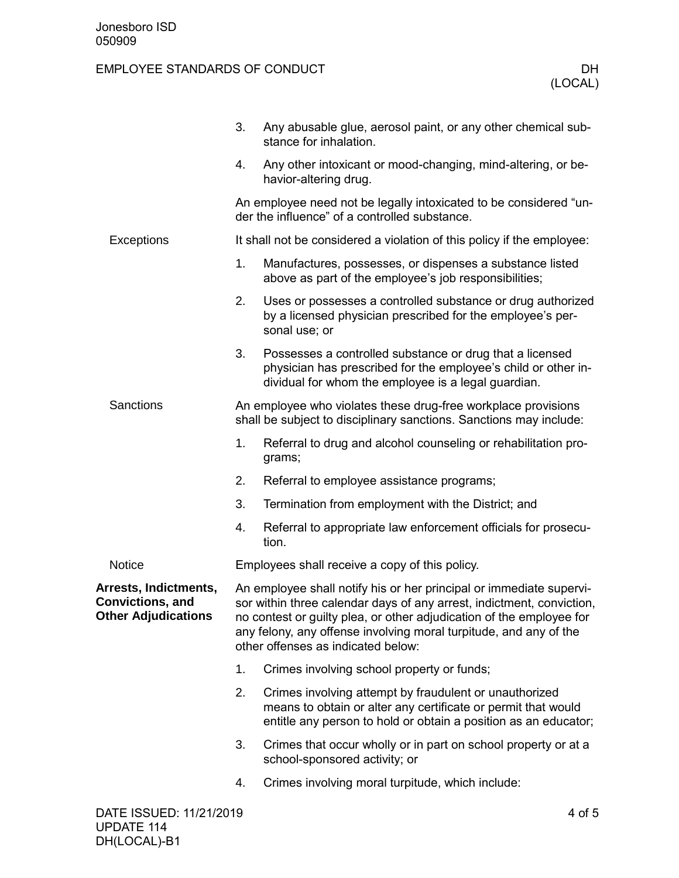3. Any abusable glue, aerosol paint, or any other chemical substance for inhalation.
4. Any other intoxicant or mood-changing, mind-altering, or behavior-altering drug.

An employee need not be legally intoxicated to be considered "under the influence" of a controlled substance.

### Exceptions

It shall not be considered a violation of this policy if the employee:

1. Manufactures, possesses, or dispenses a substance listed above as part of the employee's job responsibilities;
2. Uses or possesses a controlled substance or drug authorized by a licensed physician prescribed for the employee's personal use; or
3. Possesses a controlled substance or drug that a licensed physician has prescribed for the employee's child or other individual for whom the employee is a legal guardian.

### Sanctions

An employee who violates these drug-free workplace provisions shall be subject to disciplinary sanctions. Sanctions may include:

1. Referral to drug and alcohol counseling or rehabilitation programs;
2. Referral to employee assistance programs;
3. Termination from employment with the District; and
4. Referral to appropriate law enforcement officials for prosecution.

### Notice

Employees shall receive a copy of this policy.

## Arrests, Indictments, Convictions, and Other Adjudications

An employee shall notify his or her principal or immediate supervisor within three calendar days of any arrest, indictment, conviction, no contest or guilty plea, or other adjudication of the employee for any felony, any offense involving moral turpitude, and any of the other offenses as indicated below:

1. Crimes involving school property or funds;
2. Crimes involving attempt by fraudulent or unauthorized means to obtain or alter any certificate or permit that would entitle any person to hold or obtain a position as an educator;
3. Crimes that occur wholly or in part on school property or at a school-sponsored activity; or
4. Crimes involving moral turpitude, which include: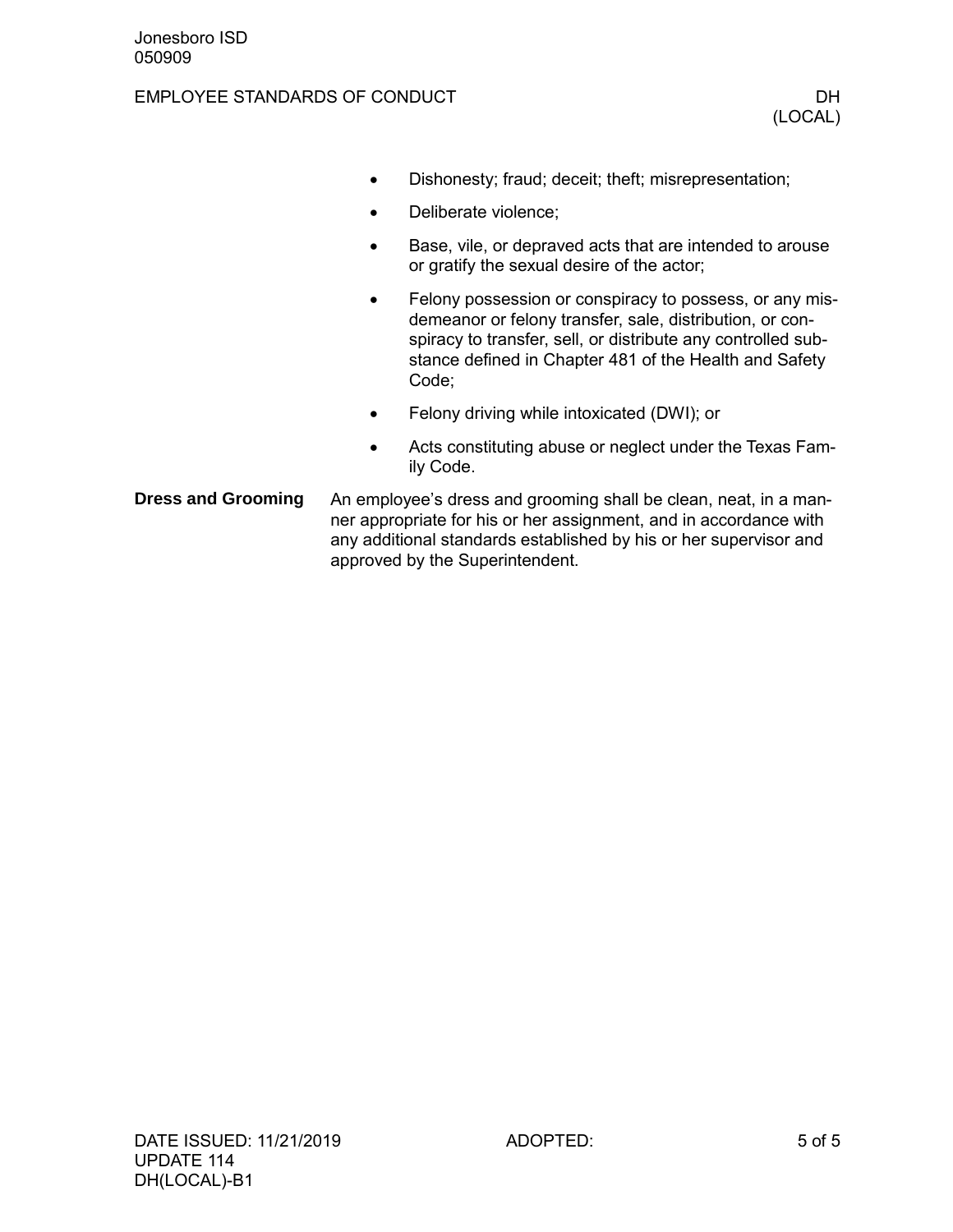- Dishonesty; fraud; deceit; theft; misrepresentation;
- Deliberate violence;
- Base, vile, or depraved acts that are intended to arouse or gratify the sexual desire of the actor;
- Felony possession or conspiracy to possess, or any misdemeanor or felony transfer, sale, distribution, or conspiracy to transfer, sell, or distribute any controlled substance defined in Chapter 481 of the Health and Safety Code;
- Felony driving while intoxicated (DWI); or
- Acts constituting abuse or neglect under the Texas Family Code.

**Dress and Grooming**

An employee's dress and grooming shall be clean, neat, in a manner appropriate for his or her assignment, and in accordance with any additional standards established by his or her supervisor and approved by the Superintendent.